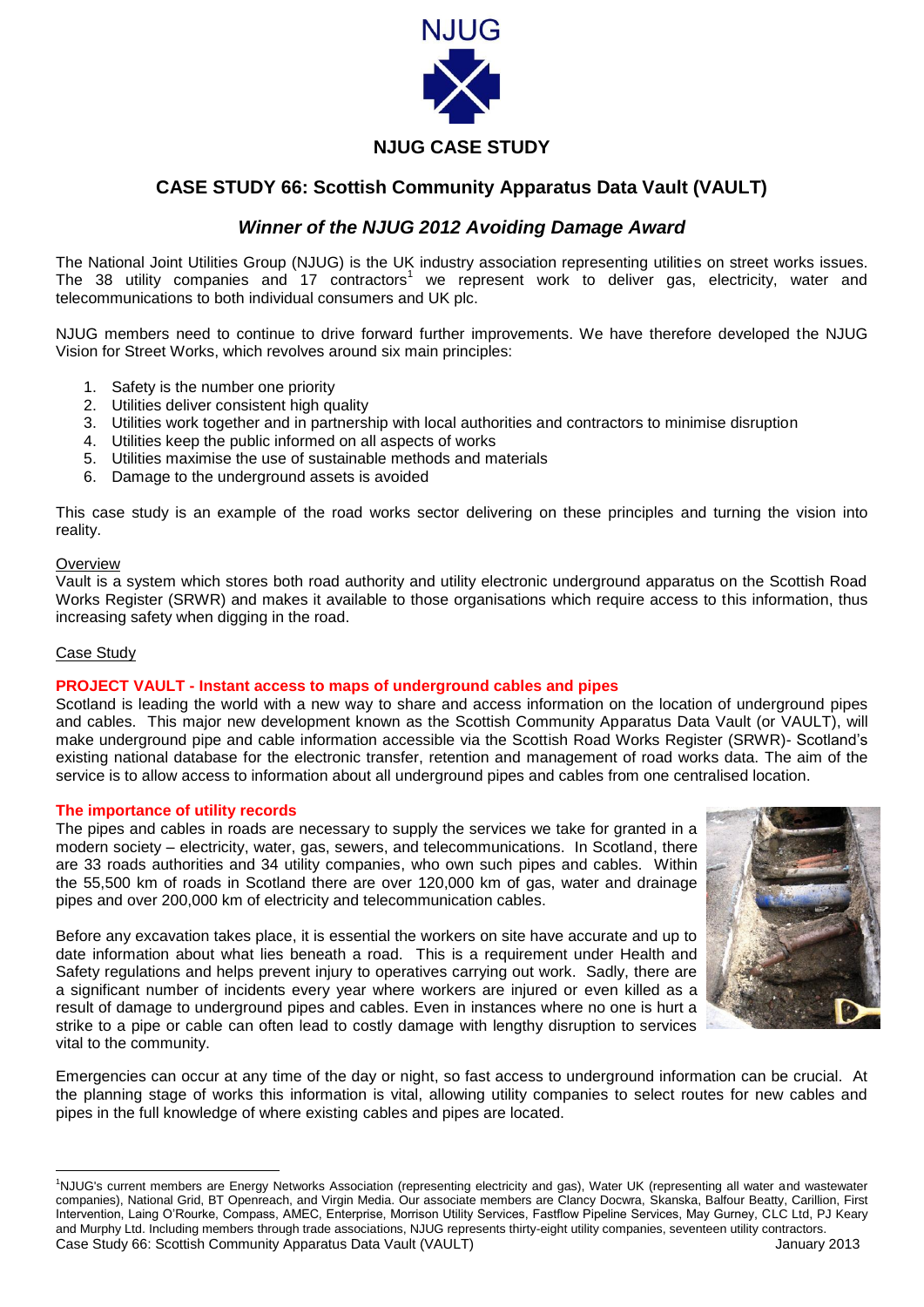NJUG

## NJUG CASE STUDY

# CASE STUDY 66: Scottish Community Apparatus Data Vault (VAULT)

## *Winner of the NJUG 2012 Avoiding Damage Award*

The National Joint Utilities Group (NJUG) is the UK industry association representing utilities on street works issues. The 38 utility companies and 17 contractors[1] we represent work to deliver gas, electricity, water and telecommunications to both individual consumers and UK plc.

NJUG members need to continue to drive forward further improvements. We have therefore developed the NJUG Vision for Street Works, which revolves around six main principles:

1. Safety is the number one priority
2. Utilities deliver consistent high quality
3. Utilities work together and in partnership with local authorities and contractors to minimise disruption
4. Utilities keep the public informed on all aspects of works
5. Utilities maximise the use of sustainable methods and materials
6. Damage to the underground assets is avoided

This case study is an example of the road works sector delivering on these principles and turning the vision into reality.

Overview

Vault is a system which stores both road authority and utility electronic underground apparatus on the Scottish Road Works Register (SRWR) and makes it available to those organisations which require access to this information, thus increasing safety when digging in the road.

Case Study

### PROJECT VAULT - Instant access to maps of underground cables and pipes

Scotland is leading the world with a new way to share and access information on the location of underground pipes and cables. This major new development known as the Scottish Community Apparatus Data Vault (or VAULT), will make underground pipe and cable information accessible via the Scottish Road Works Register (SRWR)- Scotland's existing national database for the electronic transfer, retention and management of road works data. The aim of the service is to allow access to information about all underground pipes and cables from one centralised location.

### The importance of utility records

The pipes and cables in roads are necessary to supply the services we take for granted in a modern society – electricity, water, gas, sewers, and telecommunications. In Scotland, there are 33 roads authorities and 34 utility companies, who own such pipes and cables. Within the 55,500 km of roads in Scotland there are over 120,000 km of gas, water and drainage pipes and over 200,000 km of electricity and telecommunication cables.

Before any excavation takes place, it is essential the workers on site have accurate and up to date information about what lies beneath a road. This is a requirement under Health and Safety regulations and helps prevent injury to operatives carrying out work. Sadly, there are a significant number of incidents every year where workers are injured or even killed as a result of damage to underground pipes and cables. Even in instances where no one is hurt a strike to a pipe or cable can often lead to costly damage with lengthy disruption to services vital to the community.

Emergencies can occur at any time of the day or night, so fast access to underground information can be crucial. At the planning stage of works this information is vital, allowing utility companies to select routes for new cables and pipes in the full knowledge of where existing cables and pipes are located.

[1]NJUG's current members are Energy Networks Association (representing electricity and gas), Water UK (representing all water and wastewater companies), National Grid, BT Openreach, and Virgin Media. Our associate members are Clancy Docwra, Skanska, Balfour Beatty, Carillion, First Intervention, Laing O'Rourke, Compass, AMEC, Enterprise, Morrison Utility Services, Fastflow Pipeline Services, May Gurney, CLC Ltd, PJ Keary and Murphy Ltd. Including members through trade associations, NJUG represents thirty-eight utility companies, seventeen utility contractors.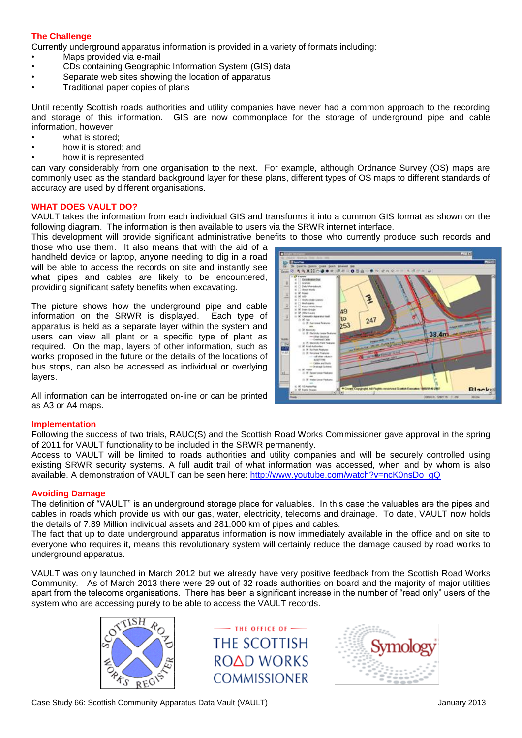## The Challenge

Currently underground apparatus information is provided in a variety of formats including:

- Maps provided via e-mail
- CDs containing Geographic Information System (GIS) data
- Separate web sites showing the location of apparatus
- Traditional paper copies of plans

Until recently Scottish roads authorities and utility companies have never had a common approach to the recording and storage of this information. GIS are now commonplace for the storage of underground pipe and cable information, however

- what is stored;
- how it is stored; and
- how it is represented

can vary considerably from one organisation to the next. For example, although Ordnance Survey (OS) maps are commonly used as the standard background layer for these plans, different types of OS maps to different standards of accuracy are used by different organisations.

## WHAT DOES VAULT DO?

VAULT takes the information from each individual GIS and transforms it into a common GIS format as shown on the following diagram. The information is then available to users via the SRWR internet interface.

This development will provide significant administrative benefits to those who currently produce such records and those who use them. It also means that with the aid of a handheld device or laptop, anyone needing to dig in a road will be able to access the records on site and instantly see what pipes and cables are likely to be encountered, providing significant safety benefits when excavating.

The picture shows how the underground pipe and cable information on the SRWR is displayed. Each type of apparatus is held as a separate layer within the system and users can view all plant or a specific type of plant as required. On the map, layers of other information, such as works proposed in the future or the details of the locations of bus stops, can also be accessed as individual or overlying layers.

All information can be interrogated on-line or can be printed as A3 or A4 maps.

## Implementation

Following the success of two trials, RAUC(S) and the Scottish Road Works Commissioner gave approval in the spring of 2011 for VAULT functionality to be included in the SRWR permanently.

Access to VAULT will be limited to roads authorities and utility companies and will be securely controlled using existing SRWR security systems. A full audit trail of what information was accessed, when and by whom is also available. A demonstration of VAULT can be seen here: http://www.youtube.com/watch?v=ncK0nsDo_gQ

## Avoiding Damage

The definition of "VAULT" is an underground storage place for valuables. In this case the valuables are the pipes and cables in roads which provide us with our gas, water, electricity, telecoms and drainage. To date, VAULT now holds the details of 7.89 Million individual assets and 281,000 km of pipes and cables.

The fact that up to date underground apparatus information is now immediately available in the office and on site to everyone who requires it, means this revolutionary system will certainly reduce the damage caused by road works to underground apparatus.

VAULT was only launched in March 2012 but we already have very positive feedback from the Scottish Road Works Community. As of March 2013 there were 29 out of 32 roads authorities on board and the majority of major utilities apart from the telecoms organisations. There has been a significant increase in the number of "read only" users of the system who are accessing purely to be able to access the VAULT records.

Case Study 66: Scottish Community Apparatus Data Vault (VAULT) — January 2013